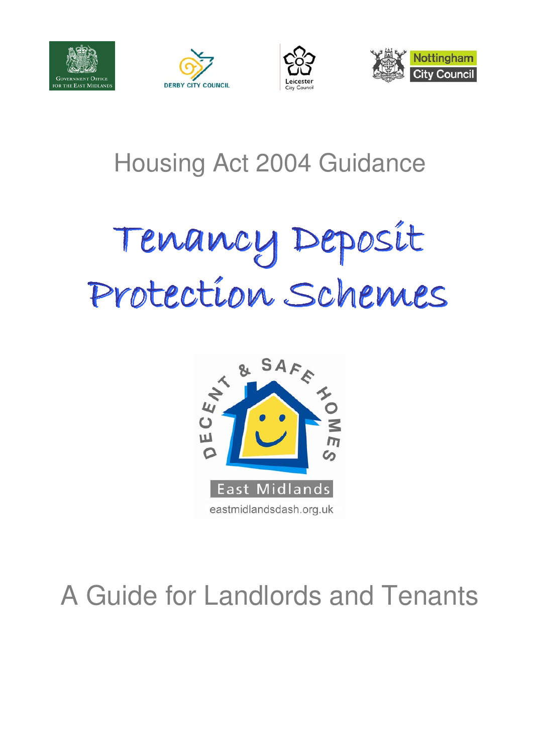Government Office for the East Midlands

Derby City Council

Leicester City Council

Nottingham City Council

## Housing Act 2004 Guidance

# Tenancy Deposit Protection Schemes

Decent & Safe Homes

East Midlands

eastmidlandsdash.org.uk

## A Guide for Landlords and Tenants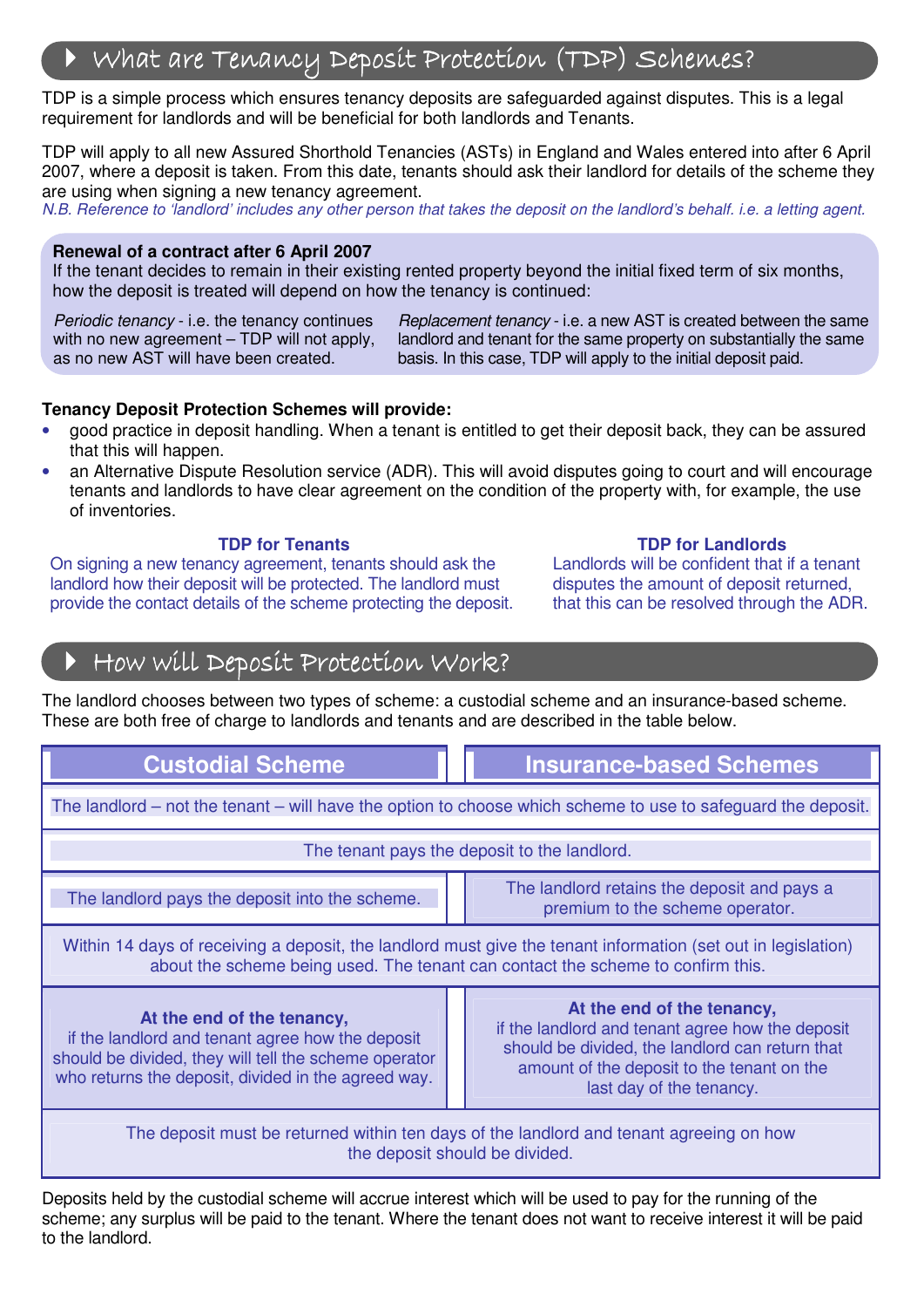## What are Tenancy Deposit Protection (TDP) Schemes?

TDP is a simple process which ensures tenancy deposits are safeguarded against disputes. This is a legal requirement for landlords and will be beneficial for both landlords and Tenants.

TDP will apply to all new Assured Shorthold Tenancies (ASTs) in England and Wales entered into after 6 April 2007, where a deposit is taken. From this date, tenants should ask their landlord for details of the scheme they are using when signing a new tenancy agreement.

*N.B. Reference to 'landlord' includes any other person that takes the deposit on the landlord's behalf. i.e. a letting agent.*

**Renewal of a contract after 6 April 2007**

If the tenant decides to remain in their existing rented property beyond the initial fixed term of six months, how the deposit is treated will depend on how the tenancy is continued:

*Periodic tenancy* - i.e. the tenancy continues with no new agreement – TDP will not apply, as no new AST will have been created.

*Replacement tenancy* - i.e. a new AST is created between the same landlord and tenant for the same property on substantially the same basis. In this case, TDP will apply to the initial deposit paid.

**Tenancy Deposit Protection Schemes will provide:**

- good practice in deposit handling. When a tenant is entitled to get their deposit back, they can be assured that this will happen.
- an Alternative Dispute Resolution service (ADR). This will avoid disputes going to court and will encourage tenants and landlords to have clear agreement on the condition of the property with, for example, the use of inventories.

**TDP for Tenants**

On signing a new tenancy agreement, tenants should ask the landlord how their deposit will be protected. The landlord must provide the contact details of the scheme protecting the deposit.

**TDP for Landlords**

Landlords will be confident that if a tenant disputes the amount of deposit returned, that this can be resolved through the ADR.

## How will Deposit Protection Work?

The landlord chooses between two types of scheme: a custodial scheme and an insurance-based scheme. These are both free of charge to landlords and tenants and are described in the table below.

| Custodial Scheme | Insurance-based Schemes |
|---|---|
| The landlord – not the tenant – will have the option to choose which scheme to use to safeguard the deposit. | |
| The tenant pays the deposit to the landlord. | |
| The landlord pays the deposit into the scheme. | The landlord retains the deposit and pays a premium to the scheme operator. |
| Within 14 days of receiving a deposit, the landlord must give the tenant information (set out in legislation) about the scheme being used. The tenant can contact the scheme to confirm this. | |
| **At the end of the tenancy,** if the landlord and tenant agree how the deposit should be divided, they will tell the scheme operator who returns the deposit, divided in the agreed way. | **At the end of the tenancy,** if the landlord and tenant agree how the deposit should be divided, the landlord can return that amount of the deposit to the tenant on the last day of the tenancy. |
| The deposit must be returned within ten days of the landlord and tenant agreeing on how the deposit should be divided. | |

Deposits held by the custodial scheme will accrue interest which will be used to pay for the running of the scheme; any surplus will be paid to the tenant. Where the tenant does not want to receive interest it will be paid to the landlord.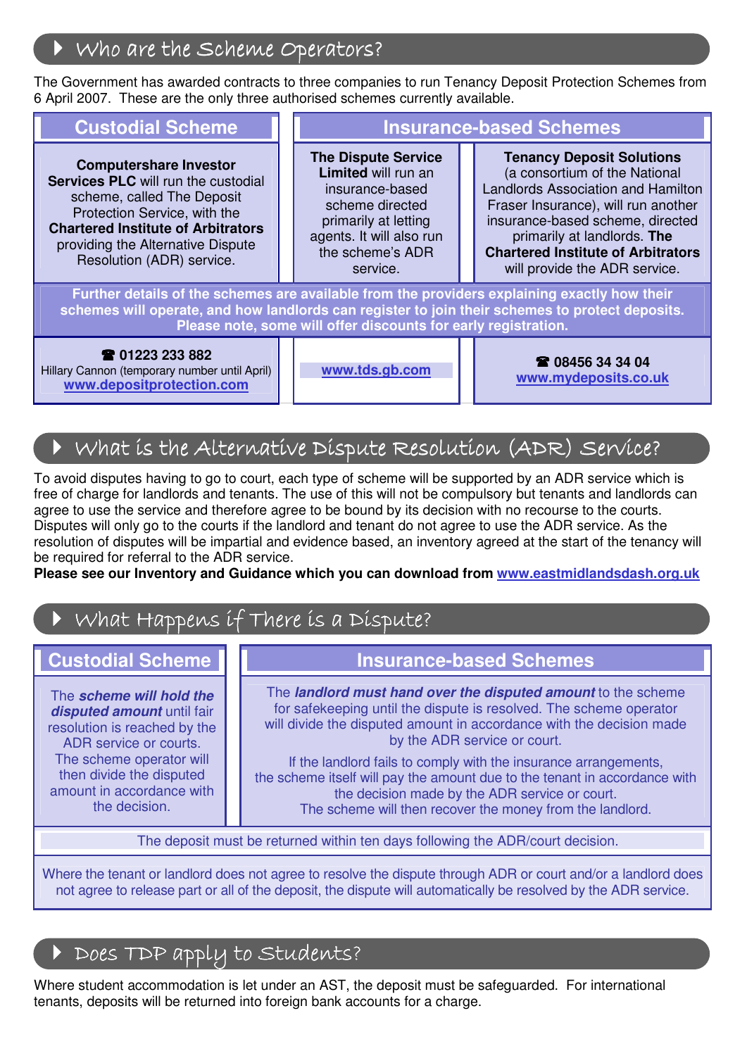## Who are the Scheme Operators?

The Government has awarded contracts to three companies to run Tenancy Deposit Protection Schemes from 6 April 2007. These are the only three authorised schemes currently available.

| Custodial Scheme | Insurance-based Schemes | |
|---|---|---|
| **Computershare Investor Services PLC** will run the custodial scheme, called The Deposit Protection Service, with the **Chartered Institute of Arbitrators** providing the Alternative Dispute Resolution (ADR) service. | **The Dispute Service Limited** will run an insurance-based scheme directed primarily at letting agents. It will also run the scheme's ADR service. | **Tenancy Deposit Solutions** (a consortium of the National Landlords Association and Hamilton Fraser Insurance), will run another insurance-based scheme, directed primarily at landlords. **The Chartered Institute of Arbitrators** will provide the ADR service. |
| **Further details of the schemes are available from the providers explaining exactly how their schemes will operate, and how landlords can register to join their schemes to protect deposits. Please note, some will offer discounts for early registration.** | | |
| ☎ **01223 233 882** Hillary Cannon (temporary number until April) **www.depositprotection.com** | **www.tds.gb.com** | ☎ **08456 34 34 04** **www.mydeposits.co.uk** |

## What is the Alternative Dispute Resolution (ADR) Service?

To avoid disputes having to go to court, each type of scheme will be supported by an ADR service which is free of charge for landlords and tenants. The use of this will not be compulsory but tenants and landlords can agree to use the service and therefore agree to be bound by its decision with no recourse to the courts. Disputes will only go to the courts if the landlord and tenant do not agree to use the ADR service. As the resolution of disputes will be impartial and evidence based, an inventory agreed at the start of the tenancy will be required for referral to the ADR service.

**Please see our Inventory and Guidance which you can download from www.eastmidlandsdash.org.uk**

## What Happens if There is a Dispute?

| Custodial Scheme | Insurance-based Schemes |
|---|---|
| The ***scheme will hold the disputed amount*** until fair resolution is reached by the ADR service or courts. The scheme operator will then divide the disputed amount in accordance with the decision. | The ***landlord must hand over the disputed amount*** to the scheme for safekeeping until the dispute is resolved. The scheme operator will divide the disputed amount in accordance with the decision made by the ADR service or court. If the landlord fails to comply with the insurance arrangements, the scheme itself will pay the amount due to the tenant in accordance with the decision made by the ADR service or court. The scheme will then recover the money from the landlord. |
| The deposit must be returned within ten days following the ADR/court decision. | |
| Where the tenant or landlord does not agree to resolve the dispute through ADR or court and/or a landlord does not agree to release part or all of the deposit, the dispute will automatically be resolved by the ADR service. | |

## Does TDP apply to Students?

Where student accommodation is let under an AST, the deposit must be safeguarded. For international tenants, deposits will be returned into foreign bank accounts for a charge.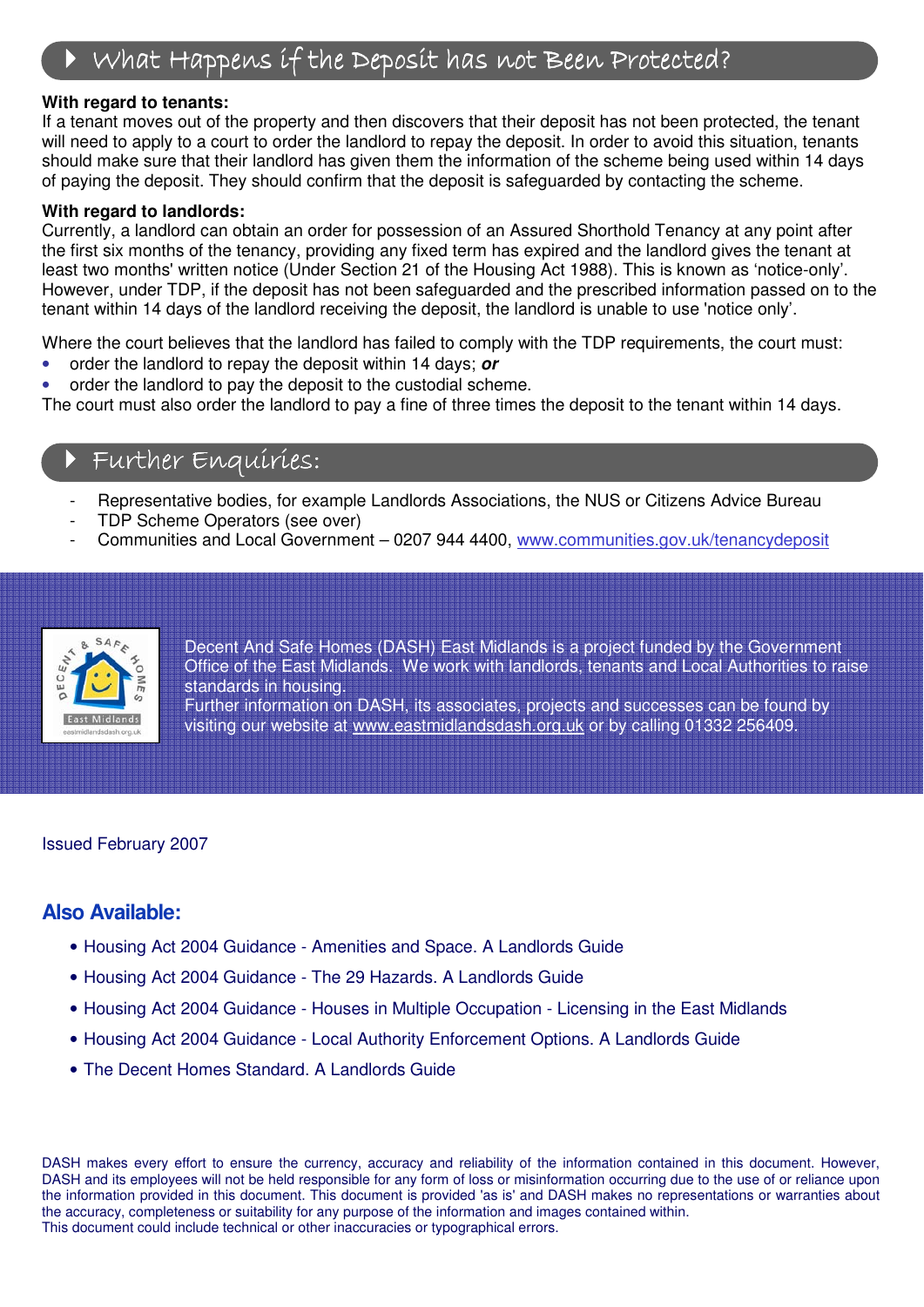## What Happens if the Deposit has not Been Protected?

**With regard to tenants:**
If a tenant moves out of the property and then discovers that their deposit has not been protected, the tenant will need to apply to a court to order the landlord to repay the deposit. In order to avoid this situation, tenants should make sure that their landlord has given them the information of the scheme being used within 14 days of paying the deposit. They should confirm that the deposit is safeguarded by contacting the scheme.

**With regard to landlords:**
Currently, a landlord can obtain an order for possession of an Assured Shorthold Tenancy at any point after the first six months of the tenancy, providing any fixed term has expired and the landlord gives the tenant at least two months' written notice (Under Section 21 of the Housing Act 1988). This is known as 'notice-only'. However, under TDP, if the deposit has not been safeguarded and the prescribed information passed on to the tenant within 14 days of the landlord receiving the deposit, the landlord is unable to use 'notice only'.

Where the court believes that the landlord has failed to comply with the TDP requirements, the court must:

- order the landlord to repay the deposit within 14 days; ***or***
- order the landlord to pay the deposit to the custodial scheme.

The court must also order the landlord to pay a fine of three times the deposit to the tenant within 14 days.

## Further Enquiries:

- Representative bodies, for example Landlords Associations, the NUS or Citizens Advice Bureau
- TDP Scheme Operators (see over)
- Communities and Local Government – 0207 944 4400, www.communities.gov.uk/tenancydeposit

Decent And Safe Homes (DASH) East Midlands is a project funded by the Government Office of the East Midlands. We work with landlords, tenants and Local Authorities to raise standards in housing.
Further information on DASH, its associates, projects and successes can be found by visiting our website at www.eastmidlandsdash.org.uk or by calling 01332 256409.

Issued February 2007

### Also Available:

- Housing Act 2004 Guidance - Amenities and Space. A Landlords Guide
- Housing Act 2004 Guidance - The 29 Hazards. A Landlords Guide
- Housing Act 2004 Guidance - Houses in Multiple Occupation - Licensing in the East Midlands
- Housing Act 2004 Guidance - Local Authority Enforcement Options. A Landlords Guide
- The Decent Homes Standard. A Landlords Guide

DASH makes every effort to ensure the currency, accuracy and reliability of the information contained in this document. However, DASH and its employees will not be held responsible for any form of loss or misinformation occurring due to the use of or reliance upon the information provided in this document. This document is provided 'as is' and DASH makes no representations or warranties about the accuracy, completeness or suitability for any purpose of the information and images contained within.
This document could include technical or other inaccuracies or typographical errors.